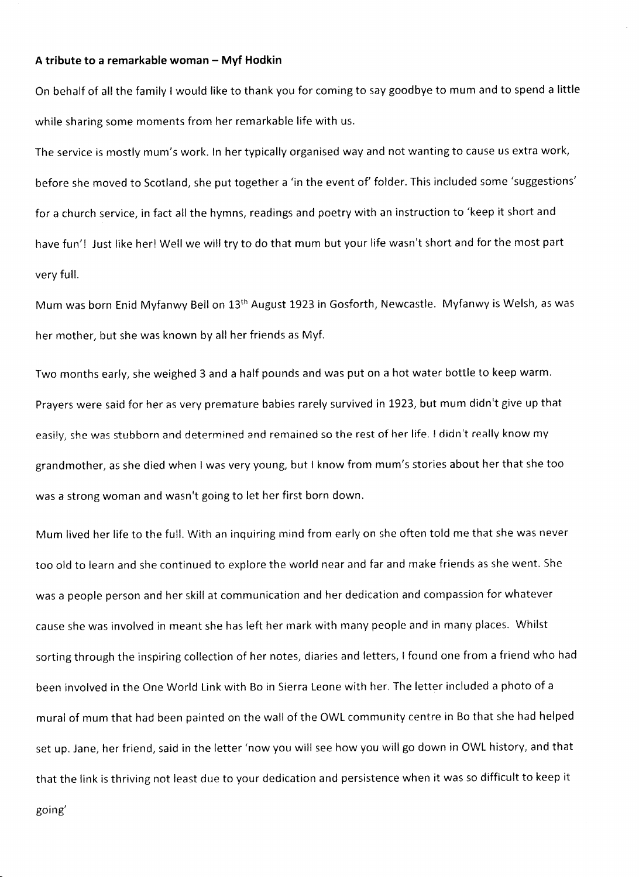**A tribute to a remarkable woman – Myf Hodkin**

On behalf of all the family I would like to thank you for coming to say goodbye to mum and to spend a little while sharing some moments from her remarkable life with us.

The service is mostly mum's work. In her typically organised way and not wanting to cause us extra work, before she moved to Scotland, she put together a 'in the event of' folder. This included some 'suggestions' for a church service, in fact all the hymns, readings and poetry with an instruction to 'keep it short and have fun'! Just like her! Well we will try to do that mum but your life wasn't short and for the most part very full.

Mum was born Enid Myfanwy Bell on 13th August 1923 in Gosforth, Newcastle. Myfanwy is Welsh, as was her mother, but she was known by all her friends as Myf.

Two months early, she weighed 3 and a half pounds and was put on a hot water bottle to keep warm. Prayers were said for her as very premature babies rarely survived in 1923, but mum didn't give up that easily, she was stubborn and determined and remained so the rest of her life. I didn't really know my grandmother, as she died when I was very young, but I know from mum's stories about her that she too was a strong woman and wasn't going to let her first born down.

Mum lived her life to the full. With an inquiring mind from early on she often told me that she was never too old to learn and she continued to explore the world near and far and make friends as she went. She was a people person and her skill at communication and her dedication and compassion for whatever cause she was involved in meant she has left her mark with many people and in many places. Whilst sorting through the inspiring collection of her notes, diaries and letters, I found one from a friend who had been involved in the One World Link with Bo in Sierra Leone with her. The letter included a photo of a mural of mum that had been painted on the wall of the OWL community centre in Bo that she had helped set up. Jane, her friend, said in the letter 'now you will see how you will go down in OWL history, and that that the link is thriving not least due to your dedication and persistence when it was so difficult to keep it going'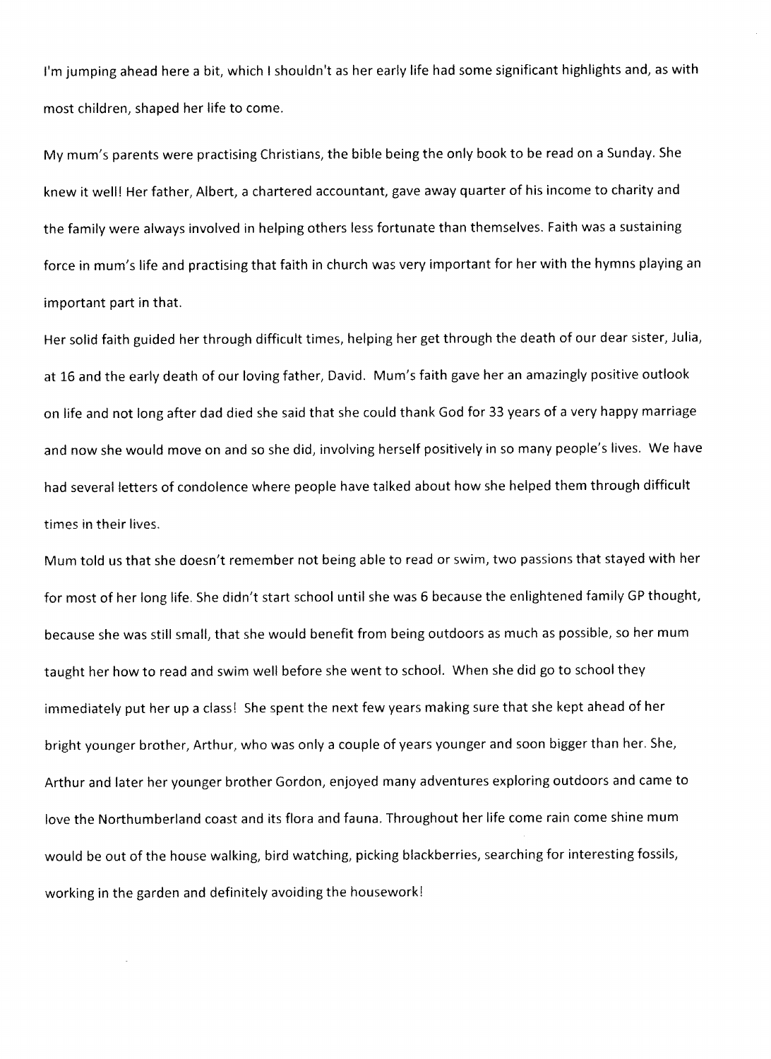I'm jumping ahead here a bit, which I shouldn't as her early life had some significant highlights and, as with most children, shaped her life to come.

My mum's parents were practising Christians, the bible being the only book to be read on a Sunday. She knew it well! Her father, Albert, a chartered accountant, gave away quarter of his income to charity and the family were always involved in helping others less fortunate than themselves. Faith was a sustaining force in mum's life and practising that faith in church was very important for her with the hymns playing an important part in that.

Her solid faith guided her through difficult times, helping her get through the death of our dear sister, Julia, at 16 and the early death of our loving father, David. Mum's faith gave her an amazingly positive outlook on life and not long after dad died she said that she could thank God for 33 years of a very happy marriage and now she would move on and so she did, involving herself positively in so many people's lives. We have had several letters of condolence where people have talked about how she helped them through difficult times in their lives.

Mum told us that she doesn't remember not being able to read or swim, two passions that stayed with her for most of her long life. She didn't start school until she was 6 because the enlightened family GP thought, because she was still small, that she would benefit from being outdoors as much as possible, so her mum taught her how to read and swim well before she went to school. When she did go to school they immediately put her up a class! She spent the next few years making sure that she kept ahead of her bright younger brother, Arthur, who was only a couple of years younger and soon bigger than her. She, Arthur and later her younger brother Gordon, enjoyed many adventures exploring outdoors and came to love the Northumberland coast and its flora and fauna. Throughout her life come rain come shine mum would be out of the house walking, bird watching, picking blackberries, searching for interesting fossils, working in the garden and definitely avoiding the housework!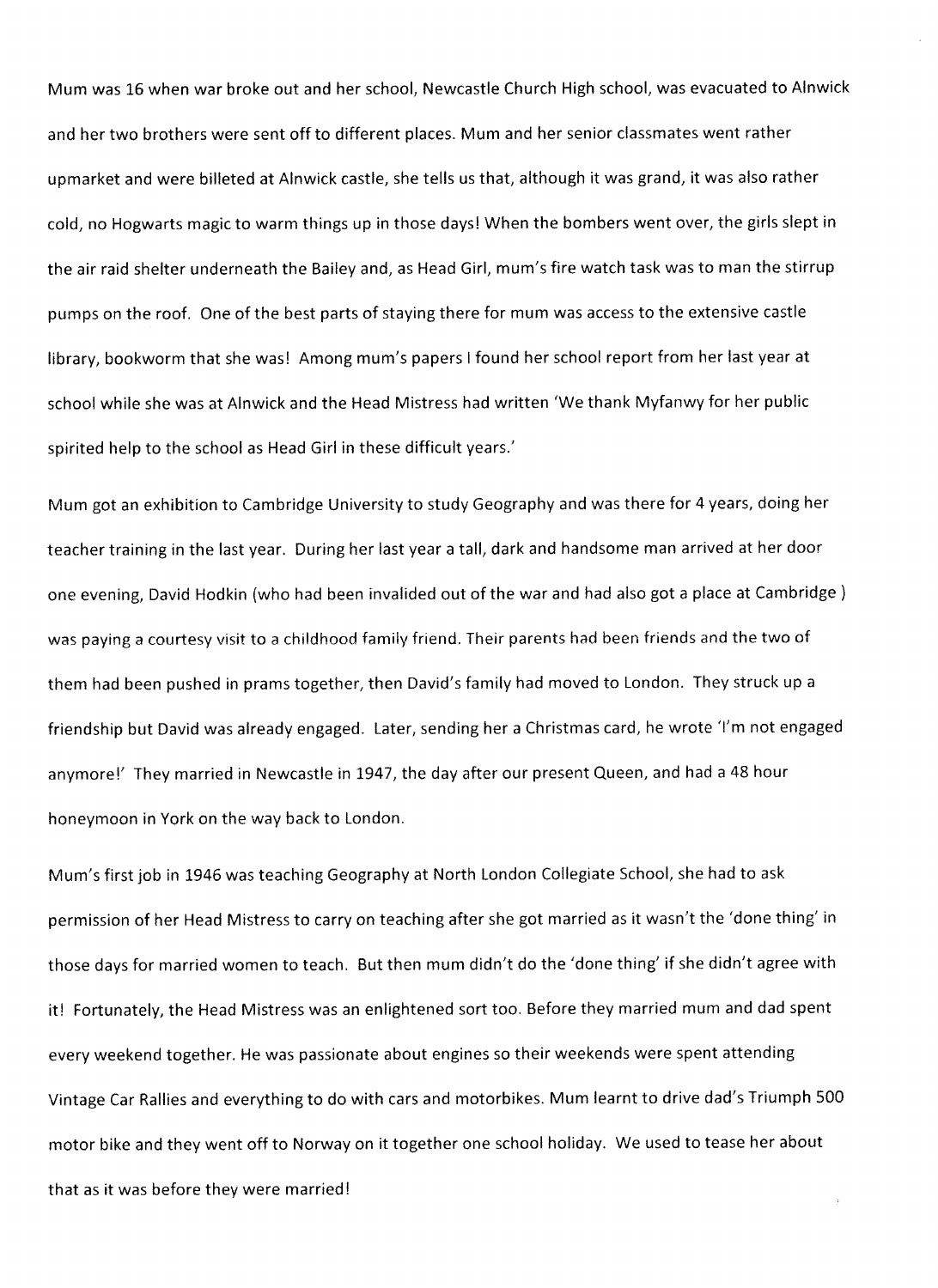Mum was 16 when war broke out and her school, Newcastle Church High school, was evacuated to Alnwick and her two brothers were sent off to different places. Mum and her senior classmates went rather upmarket and were billeted at Alnwick castle, she tells us that, although it was grand, it was also rather cold, no Hogwarts magic to warm things up in those days! When the bombers went over, the girls slept in the air raid shelter underneath the Bailey and, as Head Girl, mum's fire watch task was to man the stirrup pumps on the roof. One of the best parts of staying there for mum was access to the extensive castle library, bookworm that she was! Among mum's papers I found her school report from her last year at school while she was at Alnwick and the Head Mistress had written 'We thank Myfanwy for her public spirited help to the school as Head Girl in these difficult years.'

Mum got an exhibition to Cambridge University to study Geography and was there for 4 years, doing her teacher training in the last year. During her last year a tall, dark and handsome man arrived at her door one evening, David Hodkin (who had been invalided out of the war and had also got a place at Cambridge ) was paying a courtesy visit to a childhood family friend. Their parents had been friends and the two of them had been pushed in prams together, then David's family had moved to London. They struck up a friendship but David was already engaged. Later, sending her a Christmas card, he wrote 'I'm not engaged anymore!' They married in Newcastle in 1947, the day after our present Queen, and had a 48 hour honeymoon in York on the way back to London.

Mum's first job in 1946 was teaching Geography at North London Collegiate School, she had to ask permission of her Head Mistress to carry on teaching after she got married as it wasn't the 'done thing' in those days for married women to teach. But then mum didn't do the 'done thing' if she didn't agree with it! Fortunately, the Head Mistress was an enlightened sort too. Before they married mum and dad spent every weekend together. He was passionate about engines so their weekends were spent attending Vintage Car Rallies and everything to do with cars and motorbikes. Mum learnt to drive dad's Triumph 500 motor bike and they went off to Norway on it together one school holiday. We used to tease her about that as it was before they were married!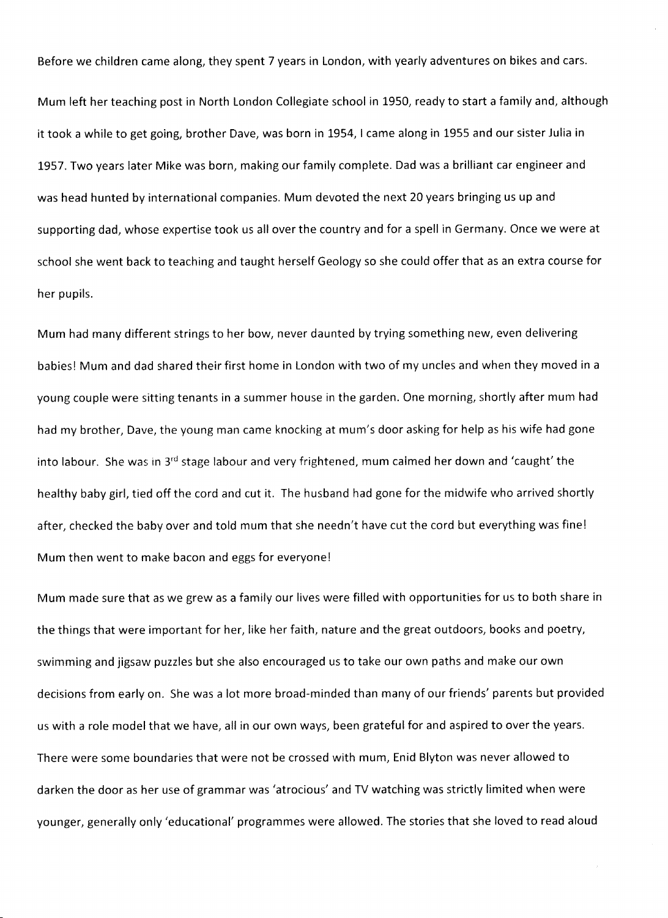Before we children came along, they spent 7 years in London, with yearly adventures on bikes and cars.

Mum left her teaching post in North London Collegiate school in 1950, ready to start a family and, although it took a while to get going, brother Dave, was born in 1954, I came along in 1955 and our sister Julia in 1957. Two years later Mike was born, making our family complete. Dad was a brilliant car engineer and was head hunted by international companies. Mum devoted the next 20 years bringing us up and supporting dad, whose expertise took us all over the country and for a spell in Germany. Once we were at school she went back to teaching and taught herself Geology so she could offer that as an extra course for her pupils.

Mum had many different strings to her bow, never daunted by trying something new, even delivering babies! Mum and dad shared their first home in London with two of my uncles and when they moved in a young couple were sitting tenants in a summer house in the garden. One morning, shortly after mum had had my brother, Dave, the young man came knocking at mum's door asking for help as his wife had gone into labour. She was in 3rd stage labour and very frightened, mum calmed her down and 'caught' the healthy baby girl, tied off the cord and cut it. The husband had gone for the midwife who arrived shortly after, checked the baby over and told mum that she needn't have cut the cord but everything was fine! Mum then went to make bacon and eggs for everyone!

Mum made sure that as we grew as a family our lives were filled with opportunities for us to both share in the things that were important for her, like her faith, nature and the great outdoors, books and poetry, swimming and jigsaw puzzles but she also encouraged us to take our own paths and make our own decisions from early on. She was a lot more broad-minded than many of our friends' parents but provided us with a role model that we have, all in our own ways, been grateful for and aspired to over the years. There were some boundaries that were not be crossed with mum, Enid Blyton was never allowed to darken the door as her use of grammar was 'atrocious' and TV watching was strictly limited when were younger, generally only 'educational' programmes were allowed. The stories that she loved to read aloud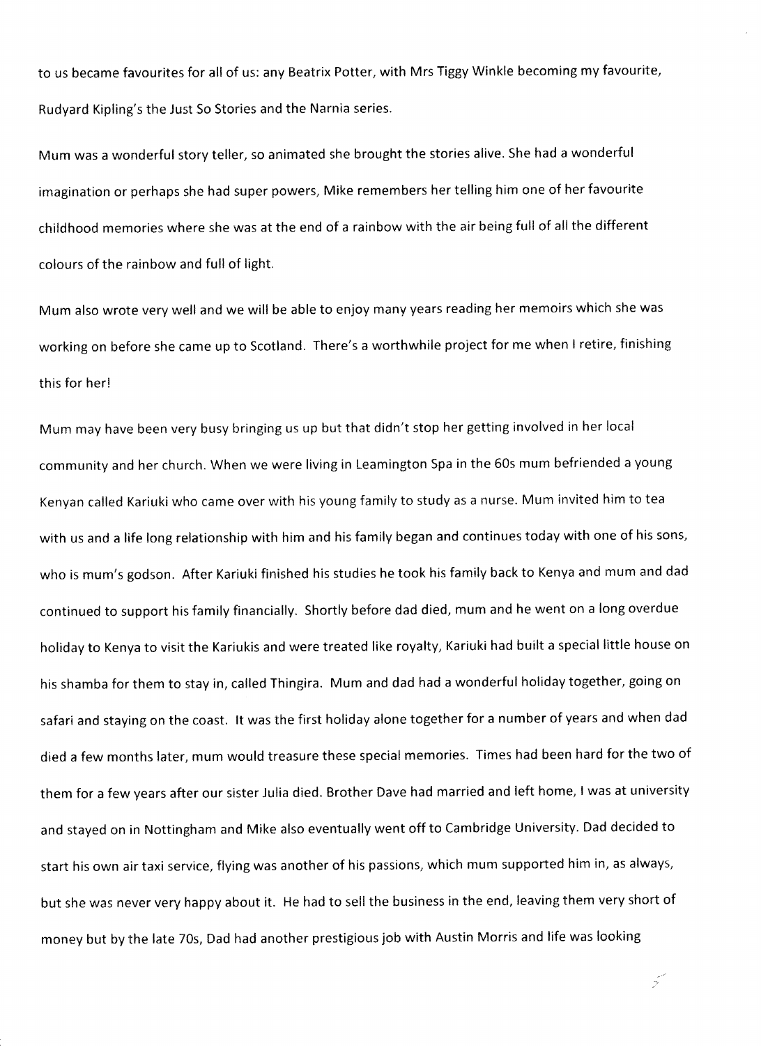to us became favourites for all of us: any Beatrix Potter, with Mrs Tiggy Winkle becoming my favourite, Rudyard Kipling's the Just So Stories and the Narnia series.

Mum was a wonderful story teller, so animated she brought the stories alive. She had a wonderful imagination or perhaps she had super powers, Mike remembers her telling him one of her favourite childhood memories where she was at the end of a rainbow with the air being full of all the different colours of the rainbow and full of light.

Mum also wrote very well and we will be able to enjoy many years reading her memoirs which she was working on before she came up to Scotland. There's a worthwhile project for me when I retire, finishing this for her!

Mum may have been very busy bringing us up but that didn't stop her getting involved in her local community and her church. When we were living in Leamington Spa in the 60s mum befriended a young Kenyan called Kariuki who came over with his young family to study as a nurse. Mum invited him to tea with us and a life long relationship with him and his family began and continues today with one of his sons, who is mum's godson. After Kariuki finished his studies he took his family back to Kenya and mum and dad continued to support his family financially. Shortly before dad died, mum and he went on a long overdue holiday to Kenya to visit the Kariukis and were treated like royalty, Kariuki had built a special little house on his shamba for them to stay in, called Thingira. Mum and dad had a wonderful holiday together, going on safari and staying on the coast. It was the first holiday alone together for a number of years and when dad died a few months later, mum would treasure these special memories. Times had been hard for the two of them for a few years after our sister Julia died. Brother Dave had married and left home, I was at university and stayed on in Nottingham and Mike also eventually went off to Cambridge University. Dad decided to start his own air taxi service, flying was another of his passions, which mum supported him in, as always, but she was never very happy about it. He had to sell the business in the end, leaving them very short of money but by the late 70s, Dad had another prestigious job with Austin Morris and life was looking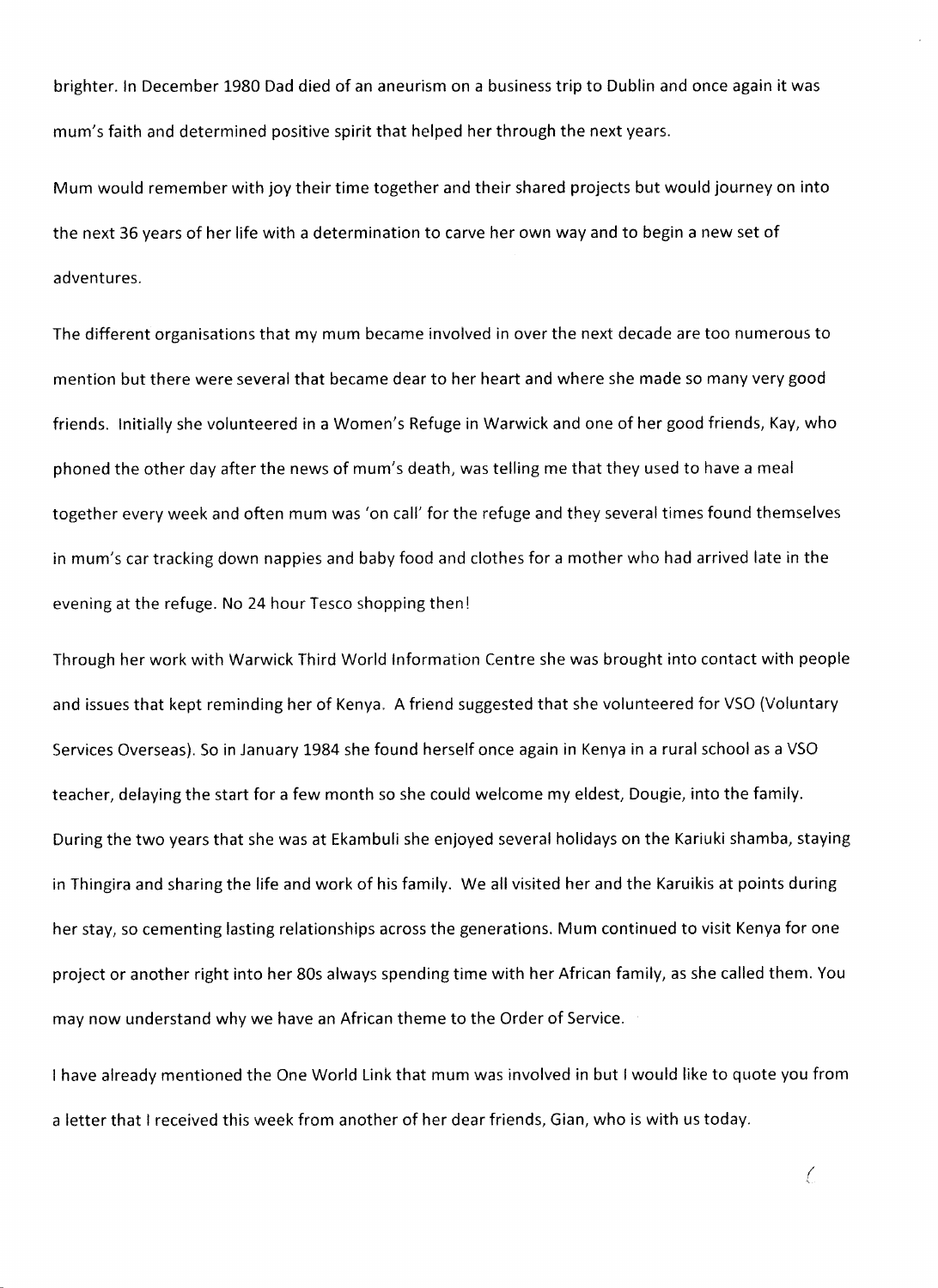brighter. In December 1980 Dad died of an aneurism on a business trip to Dublin and once again it was mum's faith and determined positive spirit that helped her through the next years.

Mum would remember with joy their time together and their shared projects but would journey on into the next 36 years of her life with a determination to carve her own way and to begin a new set of adventures.

The different organisations that my mum became involved in over the next decade are too numerous to mention but there were several that became dear to her heart and where she made so many very good friends. Initially she volunteered in a Women's Refuge in Warwick and one of her good friends, Kay, who phoned the other day after the news of mum's death, was telling me that they used to have a meal together every week and often mum was 'on call' for the refuge and they several times found themselves in mum's car tracking down nappies and baby food and clothes for a mother who had arrived late in the evening at the refuge. No 24 hour Tesco shopping then!

Through her work with Warwick Third World Information Centre she was brought into contact with people and issues that kept reminding her of Kenya. A friend suggested that she volunteered for VSO (Voluntary Services Overseas). So in January 1984 she found herself once again in Kenya in a rural school as a VSO teacher, delaying the start for a few month so she could welcome my eldest, Dougie, into the family. During the two years that she was at Ekambuli she enjoyed several holidays on the Kariuki shamba, staying in Thingira and sharing the life and work of his family. We all visited her and the Karuikis at points during her stay, so cementing lasting relationships across the generations. Mum continued to visit Kenya for one project or another right into her 80s always spending time with her African family, as she called them. You may now understand why we have an African theme to the Order of Service.

I have already mentioned the One World Link that mum was involved in but I would like to quote you from a letter that I received this week from another of her dear friends, Gian, who is with us today.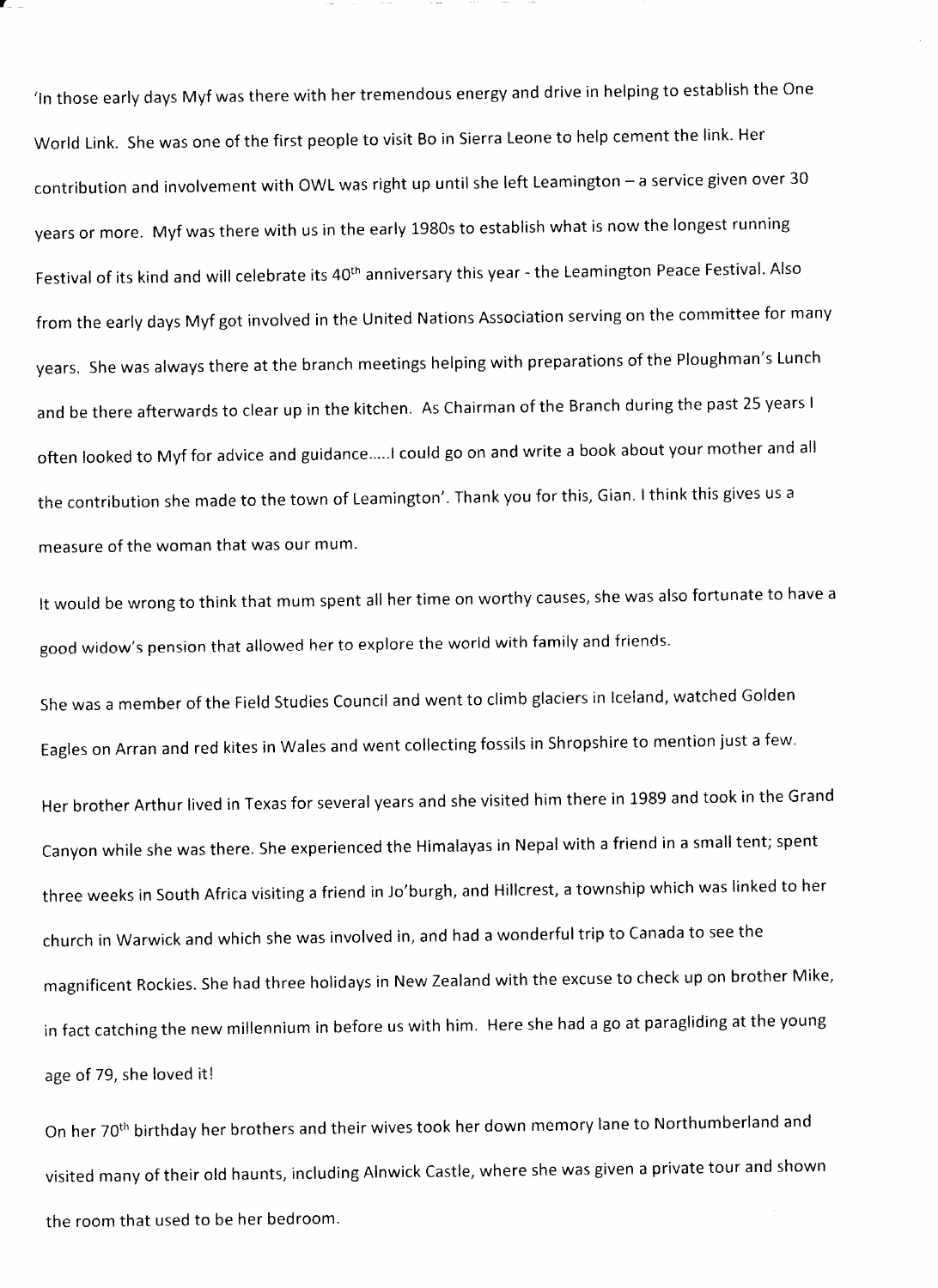'In those early days Myf was there with her tremendous energy and drive in helping to establish the One World Link. She was one of the first people to visit Bo in Sierra Leone to help cement the link. Her contribution and involvement with OWL was right up until she left Leamington – a service given over 30 years or more. Myf was there with us in the early 1980s to establish what is now the longest running Festival of its kind and will celebrate its 40th anniversary this year - the Leamington Peace Festival. Also from the early days Myf got involved in the United Nations Association serving on the committee for many years. She was always there at the branch meetings helping with preparations of the Ploughman's Lunch and be there afterwards to clear up in the kitchen. As Chairman of the Branch during the past 25 years I often looked to Myf for advice and guidance…..I could go on and write a book about your mother and all the contribution she made to the town of Leamington'. Thank you for this, Gian. I think this gives us a measure of the woman that was our mum.

It would be wrong to think that mum spent all her time on worthy causes, she was also fortunate to have a good widow's pension that allowed her to explore the world with family and friends.

She was a member of the Field Studies Council and went to climb glaciers in Iceland, watched Golden Eagles on Arran and red kites in Wales and went collecting fossils in Shropshire to mention just a few.

Her brother Arthur lived in Texas for several years and she visited him there in 1989 and took in the Grand Canyon while she was there. She experienced the Himalayas in Nepal with a friend in a small tent; spent three weeks in South Africa visiting a friend in Jo'burgh, and Hillcrest, a township which was linked to her church in Warwick and which she was involved in, and had a wonderful trip to Canada to see the magnificent Rockies. She had three holidays in New Zealand with the excuse to check up on brother Mike, in fact catching the new millennium in before us with him. Here she had a go at paragliding at the young age of 79, she loved it!

On her 70th birthday her brothers and their wives took her down memory lane to Northumberland and visited many of their old haunts, including Alnwick Castle, where she was given a private tour and shown the room that used to be her bedroom.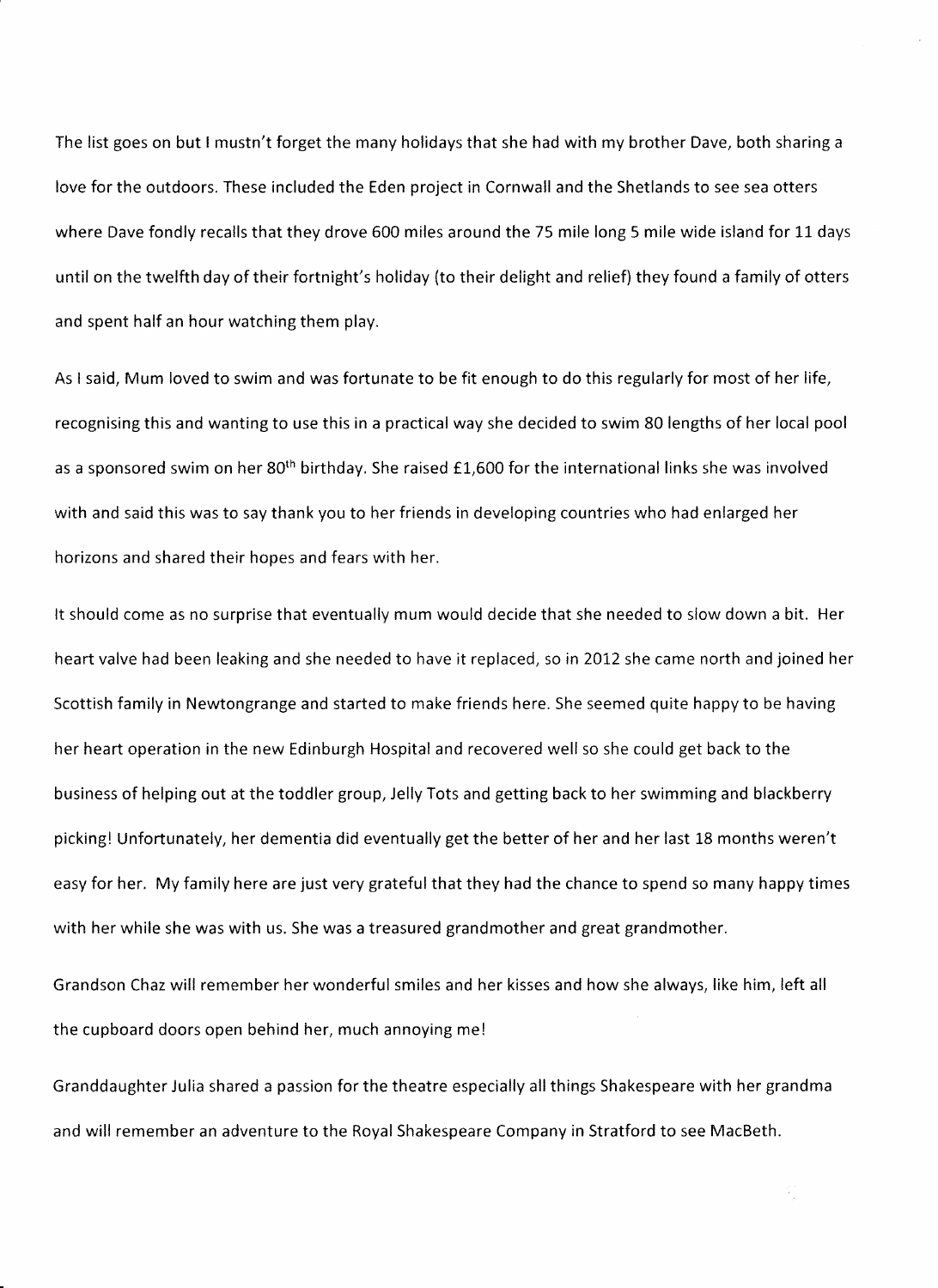The list goes on but I mustn't forget the many holidays that she had with my brother Dave, both sharing a love for the outdoors. These included the Eden project in Cornwall and the Shetlands to see sea otters where Dave fondly recalls that they drove 600 miles around the 75 mile long 5 mile wide island for 11 days until on the twelfth day of their fortnight's holiday (to their delight and relief) they found a family of otters and spent half an hour watching them play.

As I said, Mum loved to swim and was fortunate to be fit enough to do this regularly for most of her life, recognising this and wanting to use this in a practical way she decided to swim 80 lengths of her local pool as a sponsored swim on her 80th birthday. She raised £1,600 for the international links she was involved with and said this was to say thank you to her friends in developing countries who had enlarged her horizons and shared their hopes and fears with her.

It should come as no surprise that eventually mum would decide that she needed to slow down a bit. Her heart valve had been leaking and she needed to have it replaced, so in 2012 she came north and joined her Scottish family in Newtongrange and started to make friends here. She seemed quite happy to be having her heart operation in the new Edinburgh Hospital and recovered well so she could get back to the business of helping out at the toddler group, Jelly Tots and getting back to her swimming and blackberry picking! Unfortunately, her dementia did eventually get the better of her and her last 18 months weren't easy for her. My family here are just very grateful that they had the chance to spend so many happy times with her while she was with us. She was a treasured grandmother and great grandmother.

Grandson Chaz will remember her wonderful smiles and her kisses and how she always, like him, left all the cupboard doors open behind her, much annoying me!

Granddaughter Julia shared a passion for the theatre especially all things Shakespeare with her grandma and will remember an adventure to the Royal Shakespeare Company in Stratford to see MacBeth.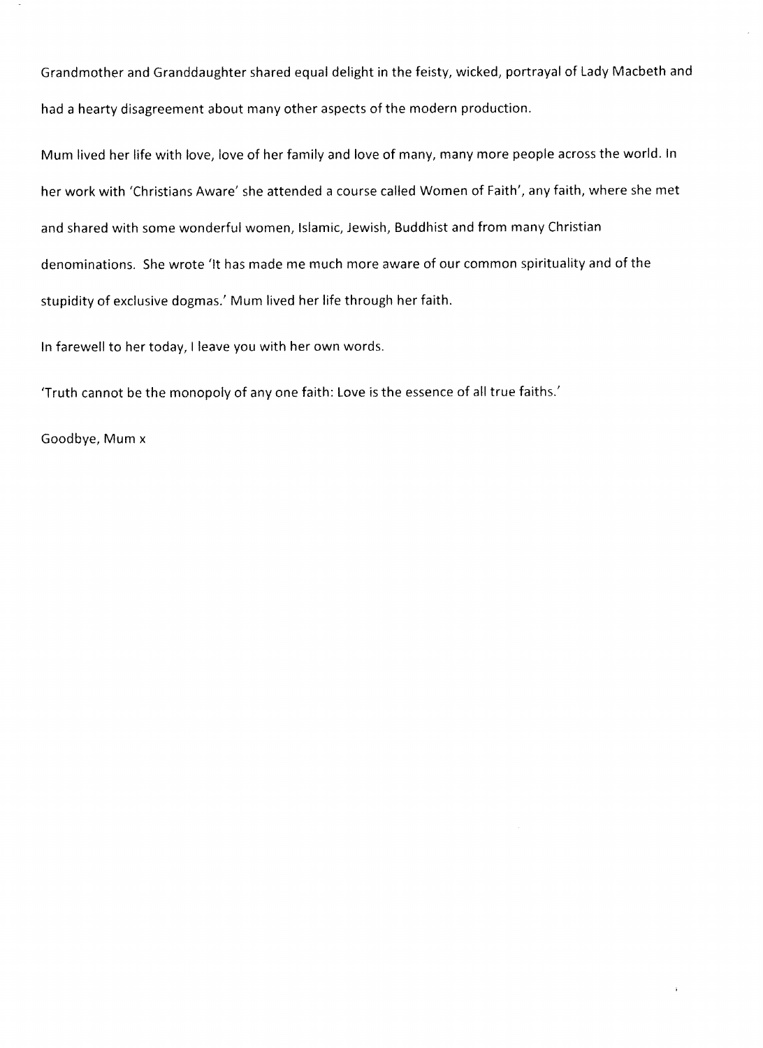Grandmother and Granddaughter shared equal delight in the feisty, wicked, portrayal of Lady Macbeth and had a hearty disagreement about many other aspects of the modern production.

Mum lived her life with love, love of her family and love of many, many more people across the world. In her work with 'Christians Aware' she attended a course called Women of Faith', any faith, where she met and shared with some wonderful women, Islamic, Jewish, Buddhist and from many Christian denominations. She wrote 'It has made me much more aware of our common spirituality and of the stupidity of exclusive dogmas.' Mum lived her life through her faith.

In farewell to her today, I leave you with her own words.

'Truth cannot be the monopoly of any one faith: Love is the essence of all true faiths.'

Goodbye, Mum x